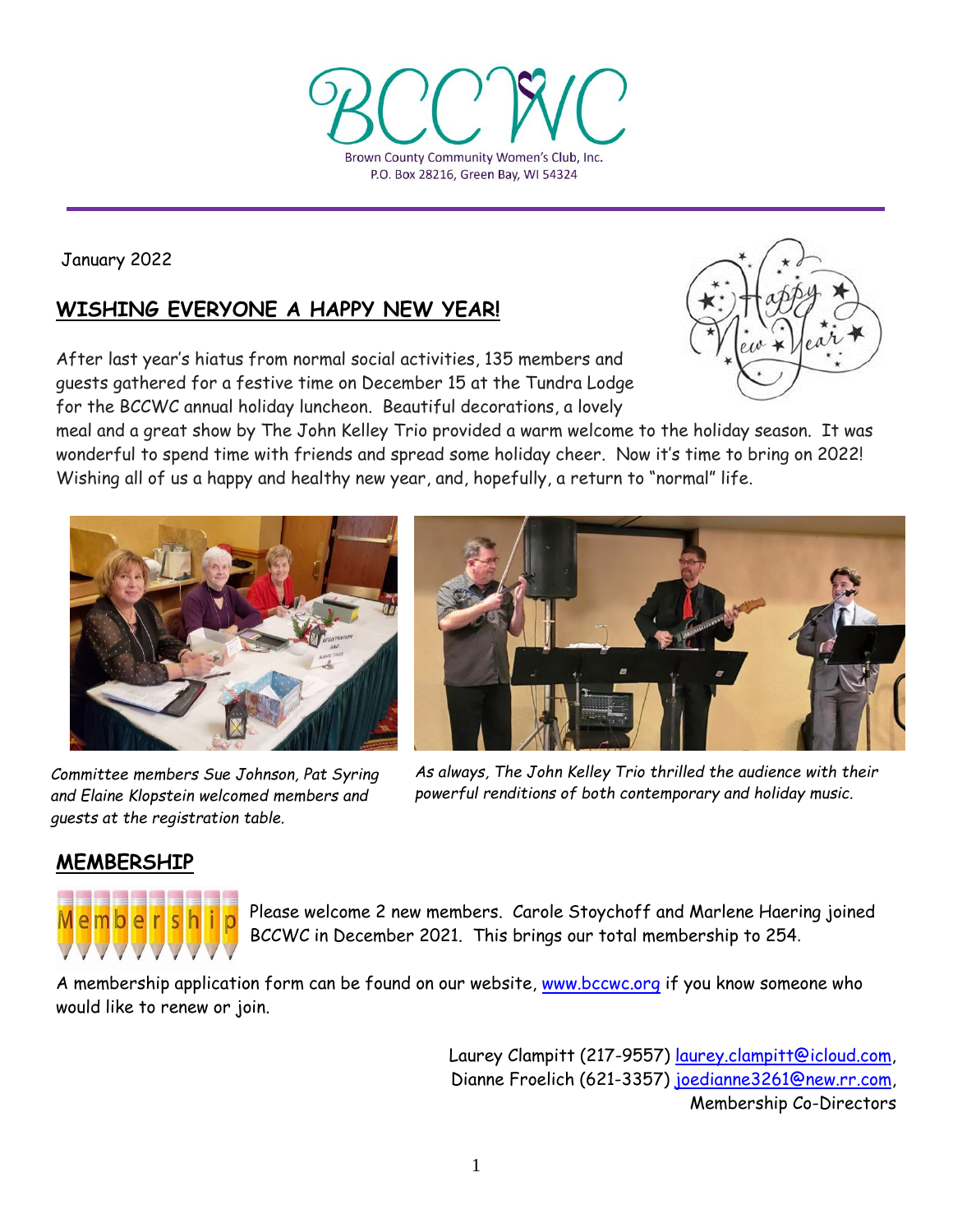# BCCWC

Brown County Community Women's Club, Inc.
P.O. Box 28216, Green Bay, WI 54324

January 2022

## WISHING EVERYONE A HAPPY NEW YEAR!

After last year's hiatus from normal social activities, 135 members and guests gathered for a festive time on December 15 at the Tundra Lodge for the BCCWC annual holiday luncheon. Beautiful decorations, a lovely meal and a great show by The John Kelley Trio provided a warm welcome to the holiday season. It was wonderful to spend time with friends and spread some holiday cheer. Now it's time to bring on 2022! Wishing all of us a happy and healthy new year, and, hopefully, a return to "normal" life.

*Committee members Sue Johnson, Pat Syring and Elaine Klopstein welcomed members and guests at the registration table.*

*As always, The John Kelley Trio thrilled the audience with their powerful renditions of both contemporary and holiday music.*

## MEMBERSHIP

Please welcome 2 new members. Carole Stoychoff and Marlene Haering joined BCCWC in December 2021. This brings our total membership to 254.

A membership application form can be found on our website, www.bccwc.org if you know someone who would like to renew or join.

Laurey Clampitt (217-9557) laurey.clampitt@icloud.com,
Dianne Froelich (621-3357) joedianne3261@new.rr.com,
Membership Co-Directors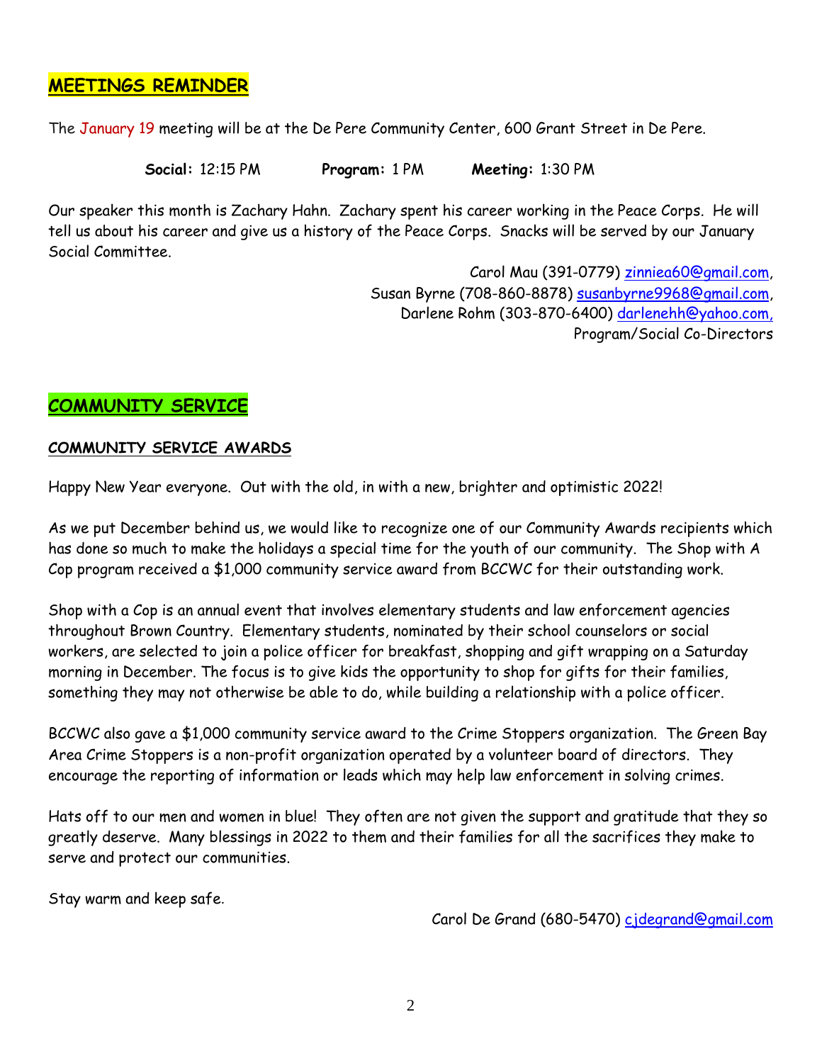## MEETINGS REMINDER

The January 19 meeting will be at the De Pere Community Center, 600 Grant Street in De Pere.

**Social:** 12:15 PM **Program:** 1 PM **Meeting:** 1:30 PM

Our speaker this month is Zachary Hahn. Zachary spent his career working in the Peace Corps. He will tell us about his career and give us a history of the Peace Corps. Snacks will be served by our January Social Committee.

Carol Mau (391-0779) zinniea60@gmail.com,
Susan Byrne (708-860-8878) susanbyrne9968@gmail.com,
Darlene Rohm (303-870-6400) darlenehh@yahoo.com,
Program/Social Co-Directors

## COMMUNITY SERVICE

### COMMUNITY SERVICE AWARDS

Happy New Year everyone. Out with the old, in with a new, brighter and optimistic 2022!

As we put December behind us, we would like to recognize one of our Community Awards recipients which has done so much to make the holidays a special time for the youth of our community. The Shop with A Cop program received a $1,000 community service award from BCCWC for their outstanding work.

Shop with a Cop is an annual event that involves elementary students and law enforcement agencies throughout Brown Country. Elementary students, nominated by their school counselors or social workers, are selected to join a police officer for breakfast, shopping and gift wrapping on a Saturday morning in December. The focus is to give kids the opportunity to shop for gifts for their families, something they may not otherwise be able to do, while building a relationship with a police officer.

BCCWC also gave a $1,000 community service award to the Crime Stoppers organization. The Green Bay Area Crime Stoppers is a non-profit organization operated by a volunteer board of directors. They encourage the reporting of information or leads which may help law enforcement in solving crimes.

Hats off to our men and women in blue! They often are not given the support and gratitude that they so greatly deserve. Many blessings in 2022 to them and their families for all the sacrifices they make to serve and protect our communities.

Stay warm and keep safe.

Carol De Grand (680-5470) cjdegrand@gmail.com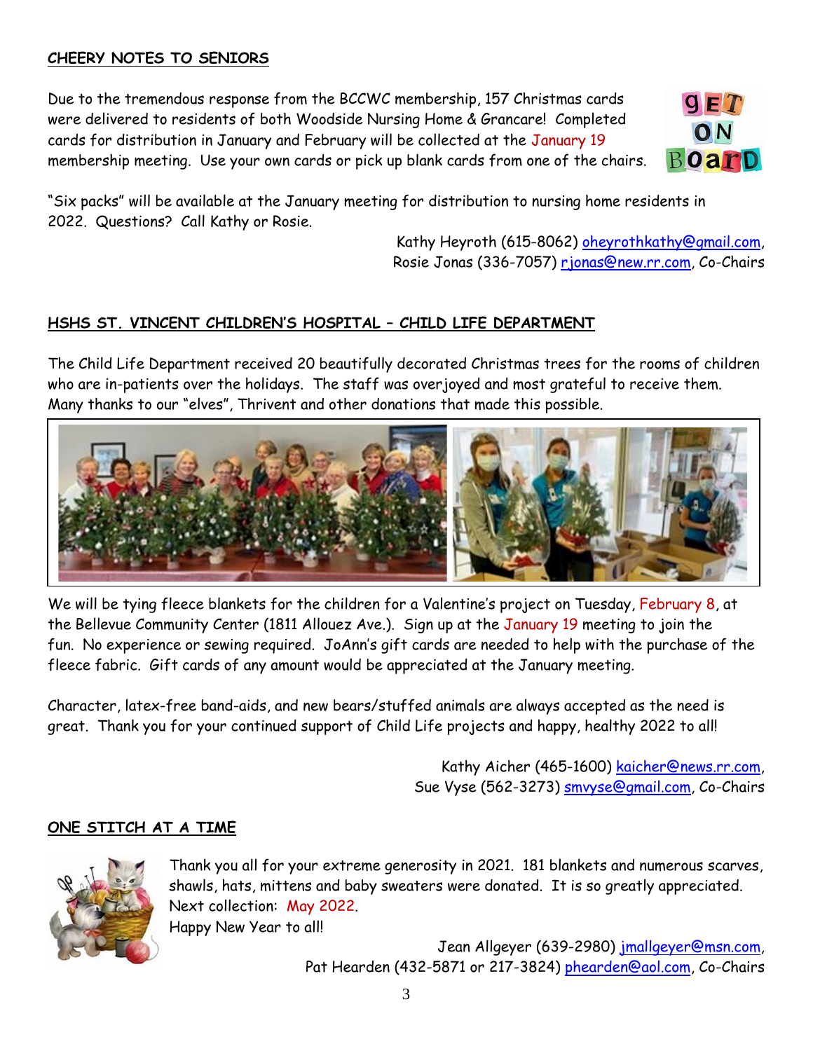## CHEERY NOTES TO SENIORS

Due to the tremendous response from the BCCWC membership, 157 Christmas cards were delivered to residents of both Woodside Nursing Home & Grancare! Completed cards for distribution in January and February will be collected at the January 19 membership meeting. Use your own cards or pick up blank cards from one of the chairs.

"Six packs" will be available at the January meeting for distribution to nursing home residents in 2022. Questions? Call Kathy or Rosie.

Kathy Heyroth (615-8062) oheyrothkathy@gmail.com,
Rosie Jonas (336-7057) rjonas@new.rr.com, Co-Chairs

## HSHS ST. VINCENT CHILDREN'S HOSPITAL – CHILD LIFE DEPARTMENT

The Child Life Department received 20 beautifully decorated Christmas trees for the rooms of children who are in-patients over the holidays. The staff was overjoyed and most grateful to receive them. Many thanks to our "elves", Thrivent and other donations that made this possible.

We will be tying fleece blankets for the children for a Valentine's project on Tuesday, February 8, at the Bellevue Community Center (1811 Allouez Ave.). Sign up at the January 19 meeting to join the fun. No experience or sewing required. JoAnn's gift cards are needed to help with the purchase of the fleece fabric. Gift cards of any amount would be appreciated at the January meeting.

Character, latex-free band-aids, and new bears/stuffed animals are always accepted as the need is great. Thank you for your continued support of Child Life projects and happy, healthy 2022 to all!

Kathy Aicher (465-1600) kaicher@news.rr.com,
Sue Vyse (562-3273) smvyse@gmail.com, Co-Chairs

## ONE STITCH AT A TIME

Thank you all for your extreme generosity in 2021. 181 blankets and numerous scarves, shawls, hats, mittens and baby sweaters were donated. It is so greatly appreciated. Next collection: May 2022.
Happy New Year to all!

Jean Allgeyer (639-2980) jmallgeyer@msn.com,
Pat Hearden (432-5871 or 217-3824) phearden@aol.com, Co-Chairs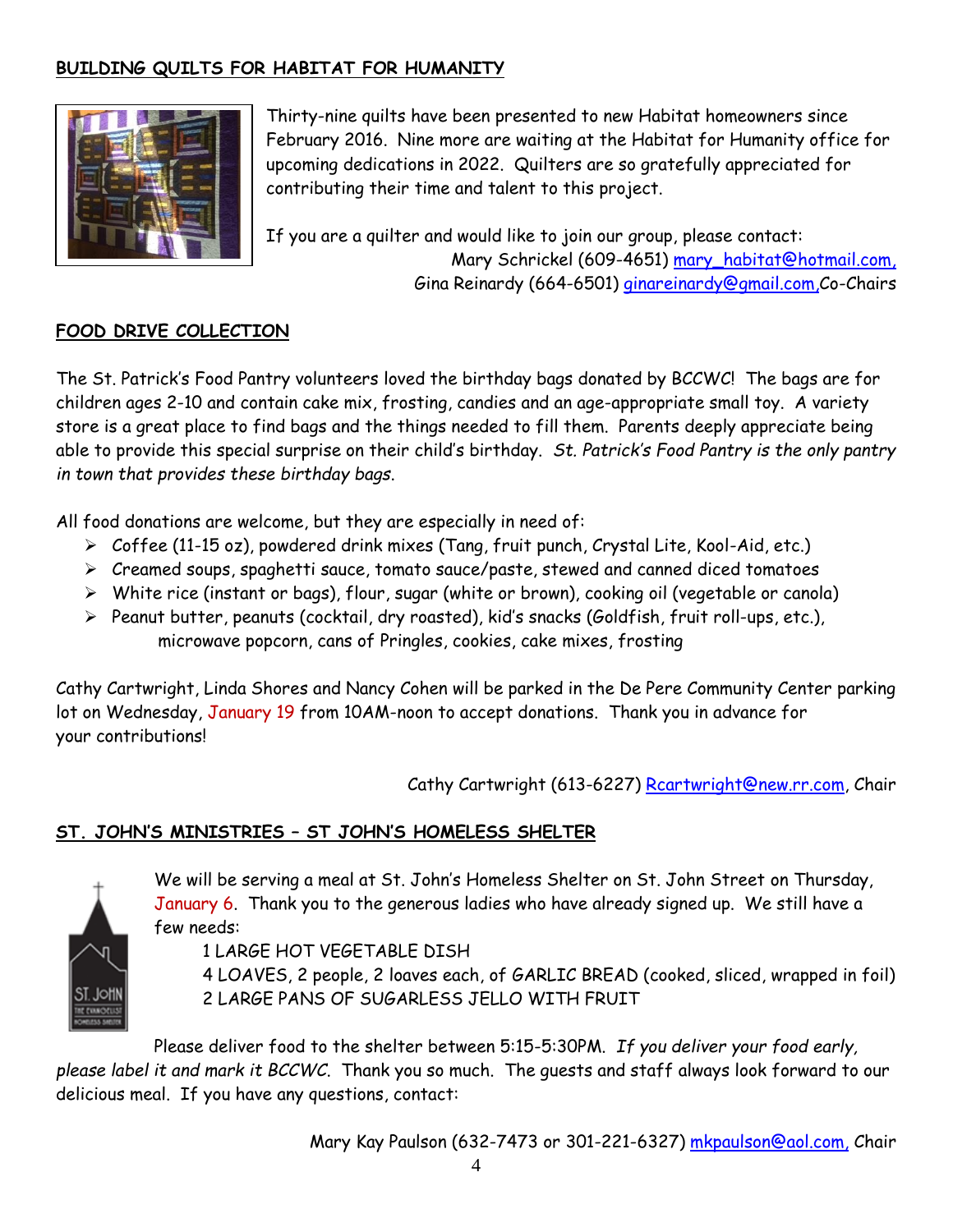## BUILDING QUILTS FOR HABITAT FOR HUMANITY

Thirty-nine quilts have been presented to new Habitat homeowners since February 2016. Nine more are waiting at the Habitat for Humanity office for upcoming dedications in 2022. Quilters are so gratefully appreciated for contributing their time and talent to this project.

If you are a quilter and would like to join our group, please contact:
Mary Schrickel (609-4651) mary_habitat@hotmail.com,
Gina Reinardy (664-6501) ginareinardy@gmail.com,Co-Chairs

## FOOD DRIVE COLLECTION

The St. Patrick's Food Pantry volunteers loved the birthday bags donated by BCCWC! The bags are for children ages 2-10 and contain cake mix, frosting, candies and an age-appropriate small toy. A variety store is a great place to find bags and the things needed to fill them. Parents deeply appreciate being able to provide this special surprise on their child's birthday. *St. Patrick's Food Pantry is the only pantry in town that provides these birthday bags.*

All food donations are welcome, but they are especially in need of:

- Coffee (11-15 oz), powdered drink mixes (Tang, fruit punch, Crystal Lite, Kool-Aid, etc.)
- Creamed soups, spaghetti sauce, tomato sauce/paste, stewed and canned diced tomatoes
- White rice (instant or bags), flour, sugar (white or brown), cooking oil (vegetable or canola)
- Peanut butter, peanuts (cocktail, dry roasted), kid's snacks (Goldfish, fruit roll-ups, etc.), microwave popcorn, cans of Pringles, cookies, cake mixes, frosting

Cathy Cartwright, Linda Shores and Nancy Cohen will be parked in the De Pere Community Center parking lot on Wednesday, January 19 from 10AM-noon to accept donations. Thank you in advance for your contributions!

Cathy Cartwright (613-6227) Rcartwright@new.rr.com, Chair

## ST. JOHN'S MINISTRIES – ST JOHN'S HOMELESS SHELTER

We will be serving a meal at St. John's Homeless Shelter on St. John Street on Thursday, January 6. Thank you to the generous ladies who have already signed up. We still have a few needs:

1 LARGE HOT VEGETABLE DISH
4 LOAVES, 2 people, 2 loaves each, of GARLIC BREAD (cooked, sliced, wrapped in foil)
2 LARGE PANS OF SUGARLESS JELLO WITH FRUIT

Please deliver food to the shelter between 5:15-5:30PM. *If you deliver your food early, please label it and mark it BCCWC.* Thank you so much. The guests and staff always look forward to our delicious meal. If you have any questions, contact:

Mary Kay Paulson (632-7473 or 301-221-6327) mkpaulson@aol.com, Chair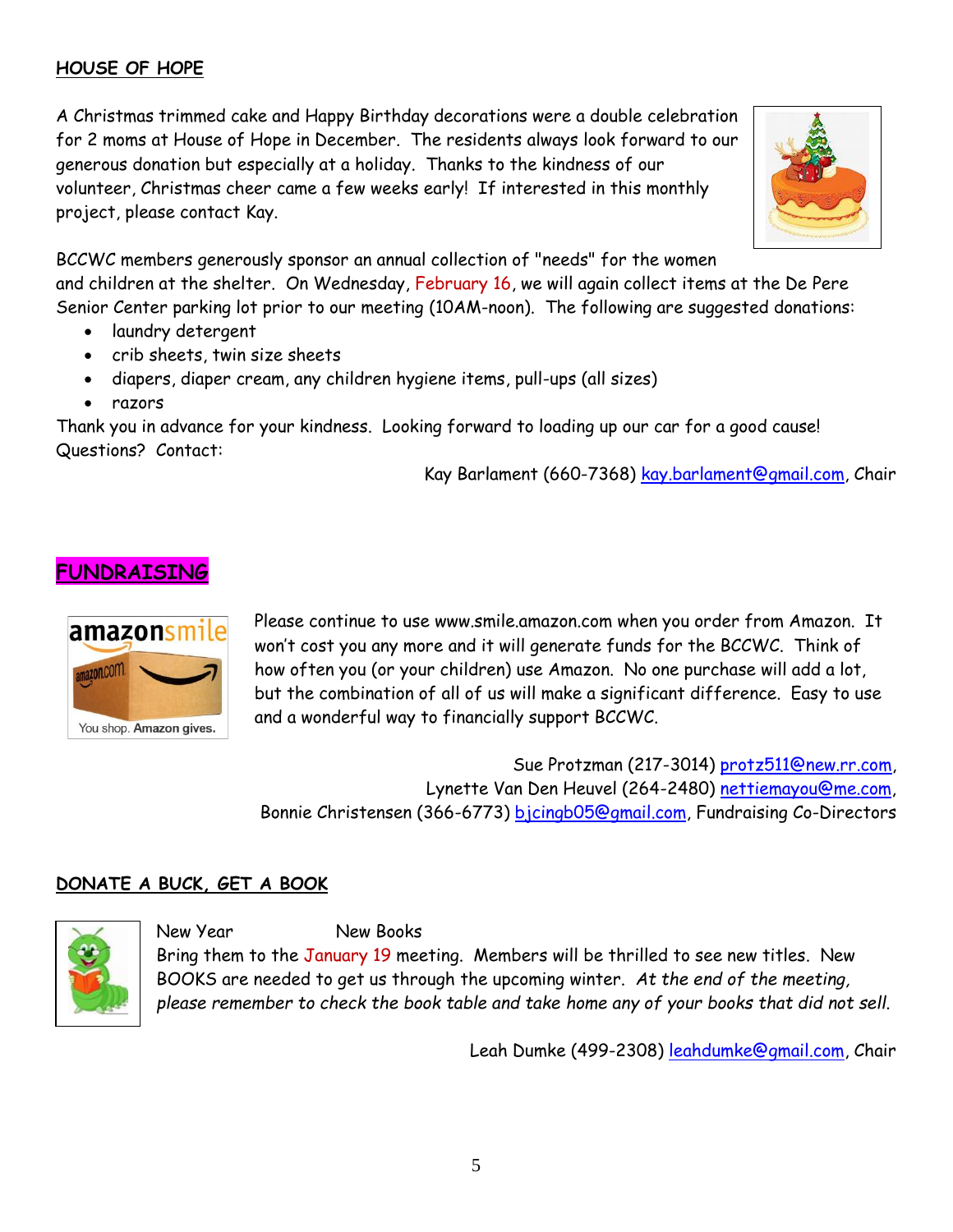## HOUSE OF HOPE

A Christmas trimmed cake and Happy Birthday decorations were a double celebration for 2 moms at House of Hope in December. The residents always look forward to our generous donation but especially at a holiday. Thanks to the kindness of our volunteer, Christmas cheer came a few weeks early! If interested in this monthly project, please contact Kay.

BCCWC members generously sponsor an annual collection of "needs" for the women and children at the shelter. On Wednesday, February 16, we will again collect items at the De Pere Senior Center parking lot prior to our meeting (10AM-noon). The following are suggested donations:

- laundry detergent
- crib sheets, twin size sheets
- diapers, diaper cream, any children hygiene items, pull-ups (all sizes)
- razors

Thank you in advance for your kindness. Looking forward to loading up our car for a good cause!
Questions? Contact:

Kay Barlament (660-7368) kay.barlament@gmail.com, Chair

## FUNDRAISING

Please continue to use www.smile.amazon.com when you order from Amazon. It won't cost you any more and it will generate funds for the BCCWC. Think of how often you (or your children) use Amazon. No one purchase will add a lot, but the combination of all of us will make a significant difference. Easy to use and a wonderful way to financially support BCCWC.

Sue Protzman (217-3014) protz511@new.rr.com,
Lynette Van Den Heuvel (264-2480) nettiemayou@me.com,
Bonnie Christensen (366-6773) bjcingb05@gmail.com, Fundraising Co-Directors

## DONATE A BUCK, GET A BOOK

New Year New Books

Bring them to the January 19 meeting. Members will be thrilled to see new titles. New BOOKS are needed to get us through the upcoming winter. *At the end of the meeting, please remember to check the book table and take home any of your books that did not sell.*

Leah Dumke (499-2308) leahdumke@gmail.com, Chair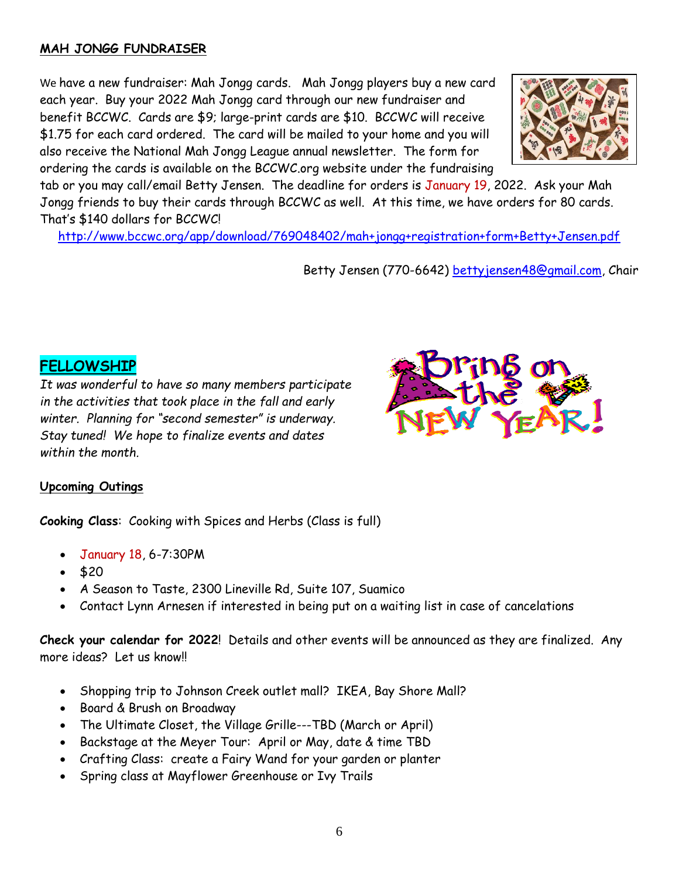**MAH JONGG FUNDRAISER**

We have a new fundraiser: Mah Jongg cards. Mah Jongg players buy a new card each year. Buy your 2022 Mah Jongg card through our new fundraiser and benefit BCCWC. Cards are $9; large-print cards are $10. BCCWC will receive $1.75 for each card ordered. The card will be mailed to your home and you will also receive the National Mah Jongg League annual newsletter. The form for ordering the cards is available on the BCCWC.org website under the fundraising tab or you may call/email Betty Jensen. The deadline for orders is January 19, 2022. Ask your Mah Jongg friends to buy their cards through BCCWC as well. At this time, we have orders for 80 cards. That's $140 dollars for BCCWC!

http://www.bccwc.org/app/download/769048402/mah+jongg+registration+form+Betty+Jensen.pdf

Betty Jensen (770-6642) bettyjensen48@gmail.com, Chair

**FELLOWSHIP**

*It was wonderful to have so many members participate in the activities that took place in the fall and early winter. Planning for "second semester" is underway. Stay tuned! We hope to finalize events and dates within the month.*

**Upcoming Outings**

**Cooking Class**: Cooking with Spices and Herbs (Class is full)

- January 18, 6-7:30PM
- $20
- A Season to Taste, 2300 Lineville Rd, Suite 107, Suamico
- Contact Lynn Arnesen if interested in being put on a waiting list in case of cancelations

**Check your calendar for 2022**! Details and other events will be announced as they are finalized. Any more ideas? Let us know!!

- Shopping trip to Johnson Creek outlet mall? IKEA, Bay Shore Mall?
- Board & Brush on Broadway
- The Ultimate Closet, the Village Grille---TBD (March or April)
- Backstage at the Meyer Tour: April or May, date & time TBD
- Crafting Class: create a Fairy Wand for your garden or planter
- Spring class at Mayflower Greenhouse or Ivy Trails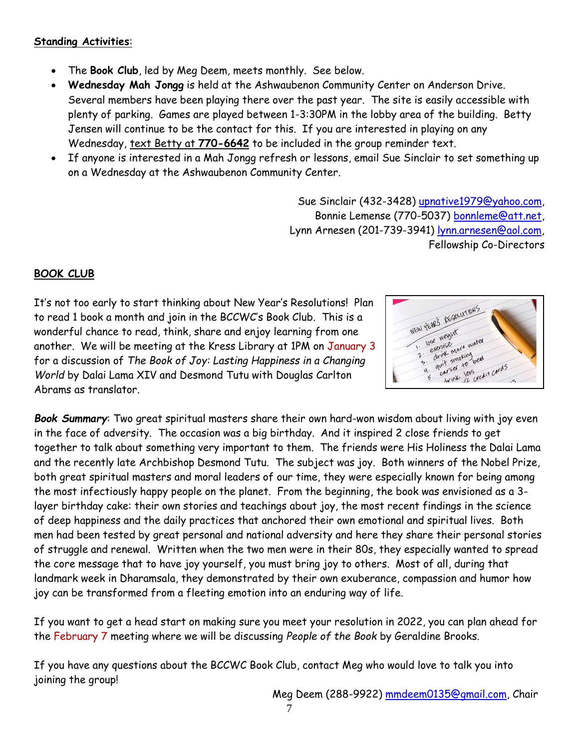**Standing Activities**:

- The **Book Club**, led by Meg Deem, meets monthly. See below.
- **Wednesday Mah Jongg** is held at the Ashwaubenon Community Center on Anderson Drive. Several members have been playing there over the past year. The site is easily accessible with plenty of parking. Games are played between 1-3:30PM in the lobby area of the building. Betty Jensen will continue to be the contact for this. If you are interested in playing on any Wednesday, text Betty at **770-6642** to be included in the group reminder text.
- If anyone is interested in a Mah Jongg refresh or lessons, email Sue Sinclair to set something up on a Wednesday at the Ashwaubenon Community Center.

Sue Sinclair (432-3428) upnative1979@yahoo.com,
Bonnie Lemense (770-5037) bonnleme@att.net,
Lynn Arnesen (201-739-3941) lynn.arnesen@aol.com,
Fellowship Co-Directors

**BOOK CLUB**

It's not too early to start thinking about New Year's Resolutions! Plan to read 1 book a month and join in the BCCWC's Book Club. This is a wonderful chance to read, think, share and enjoy learning from one another. We will be meeting at the Kress Library at 1PM on January 3 for a discussion of *The Book of Joy: Lasting Happiness in a Changing World* by Dalai Lama XIV and Desmond Tutu with Douglas Carlton Abrams as translator.

***Book Summary***: Two great spiritual masters share their own hard-won wisdom about living with joy even in the face of adversity. The occasion was a big birthday. And it inspired 2 close friends to get together to talk about something very important to them. The friends were His Holiness the Dalai Lama and the recently late Archbishop Desmond Tutu. The subject was joy. Both winners of the Nobel Prize, both great spiritual masters and moral leaders of our time, they were especially known for being among the most infectiously happy people on the planet. From the beginning, the book was envisioned as a 3-layer birthday cake: their own stories and teachings about joy, the most recent findings in the science of deep happiness and the daily practices that anchored their own emotional and spiritual lives. Both men had been tested by great personal and national adversity and here they share their personal stories of struggle and renewal. Written when the two men were in their 80s, they especially wanted to spread the core message that to have joy yourself, you must bring joy to others. Most of all, during that landmark week in Dharamsala, they demonstrated by their own exuberance, compassion and humor how joy can be transformed from a fleeting emotion into an enduring way of life.

If you want to get a head start on making sure you meet your resolution in 2022, you can plan ahead for the February 7 meeting where we will be discussing *People of the Book* by Geraldine Brooks.

If you have any questions about the BCCWC Book Club, contact Meg who would love to talk you into joining the group!

Meg Deem (288-9922) mmdeem0135@gmail.com, Chair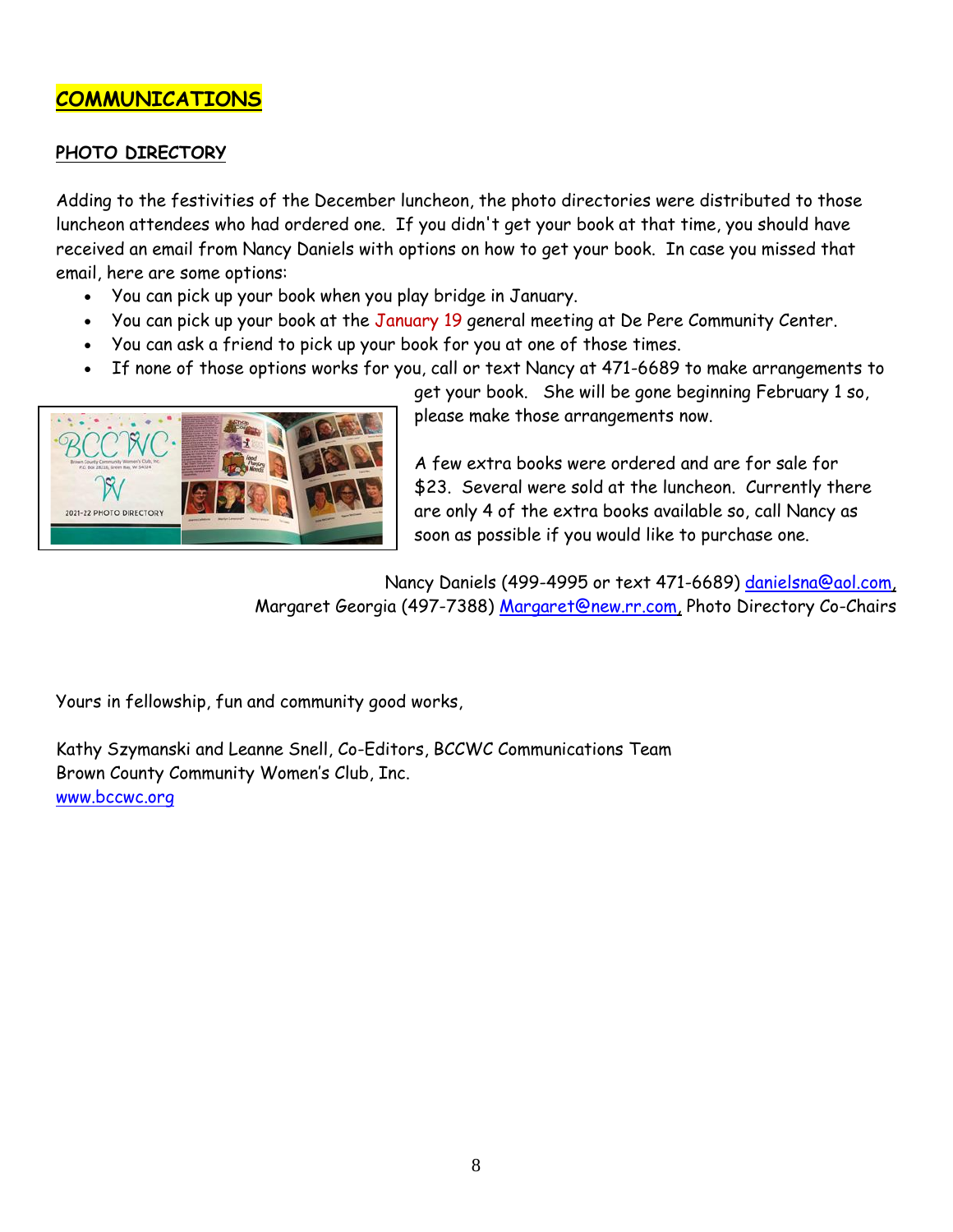# COMMUNICATIONS

## PHOTO DIRECTORY

Adding to the festivities of the December luncheon, the photo directories were distributed to those luncheon attendees who had ordered one. If you didn't get your book at that time, you should have received an email from Nancy Daniels with options on how to get your book. In case you missed that email, here are some options:

- You can pick up your book when you play bridge in January.
- You can pick up your book at the January 19 general meeting at De Pere Community Center.
- You can ask a friend to pick up your book for you at one of those times.
- If none of those options works for you, call or text Nancy at 471-6689 to make arrangements to get your book. She will be gone beginning February 1 so, please make those arrangements now.

A few extra books were ordered and are for sale for $23. Several were sold at the luncheon. Currently there are only 4 of the extra books available so, call Nancy as soon as possible if you would like to purchase one.

Nancy Daniels (499-4995 or text 471-6689) danielsna@aol.com,
Margaret Georgia (497-7388) Margaret@new.rr.com, Photo Directory Co-Chairs

Yours in fellowship, fun and community good works,

Kathy Szymanski and Leanne Snell, Co-Editors, BCCWC Communications Team
Brown County Community Women's Club, Inc.
www.bccwc.org